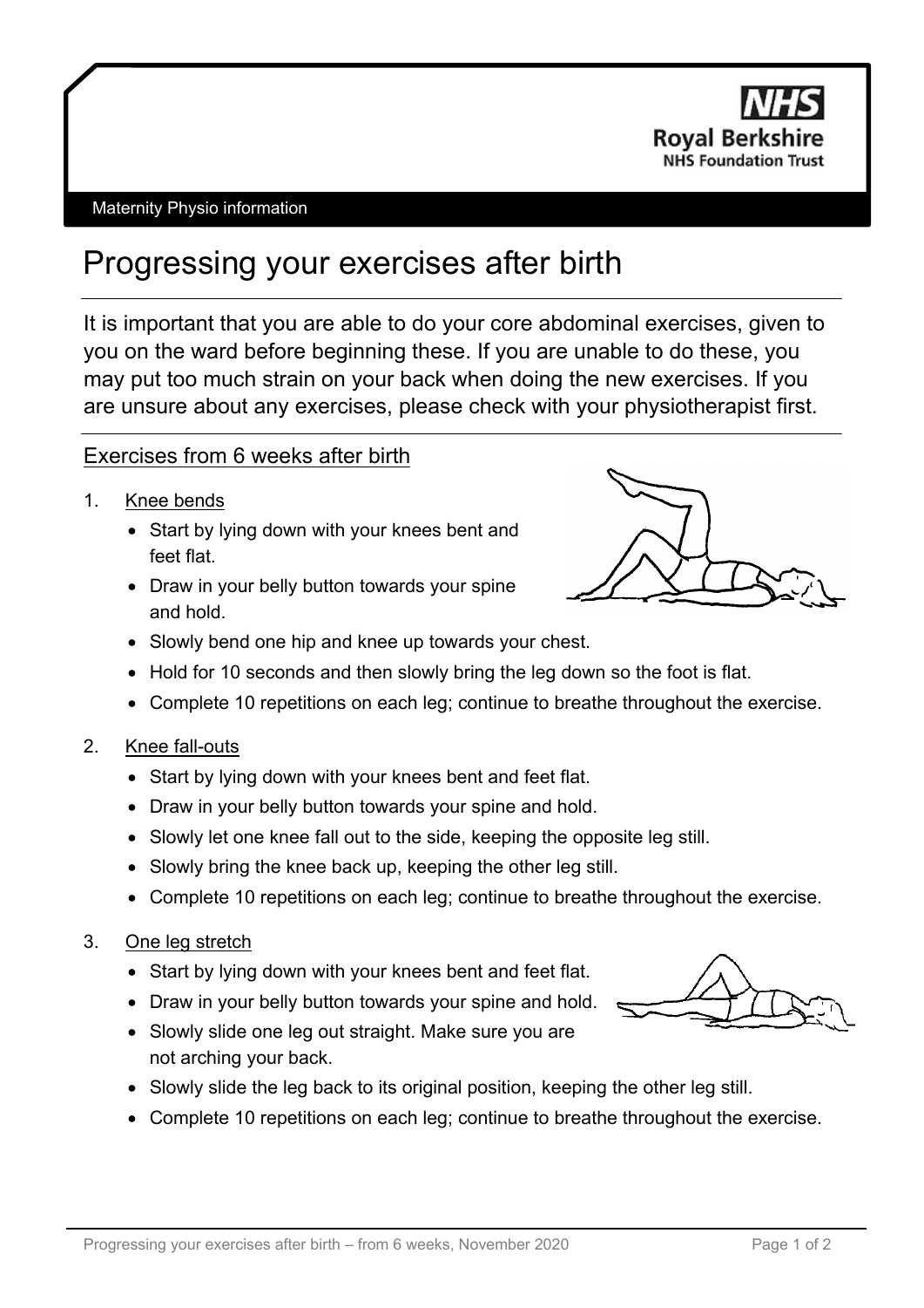NHS
Royal Berkshire
NHS Foundation Trust

Maternity Physio information

# Progressing your exercises after birth

It is important that you are able to do your core abdominal exercises, given to you on the ward before beginning these. If you are unable to do these, you may put too much strain on your back when doing the new exercises. If you are unsure about any exercises, please check with your physiotherapist first.

## Exercises from 6 weeks after birth

1. Knee bends
   - Start by lying down with your knees bent and feet flat.
   - Draw in your belly button towards your spine and hold.
   - Slowly bend one hip and knee up towards your chest.
   - Hold for 10 seconds and then slowly bring the leg down so the foot is flat.
   - Complete 10 repetitions on each leg; continue to breathe throughout the exercise.

2. Knee fall-outs
   - Start by lying down with your knees bent and feet flat.
   - Draw in your belly button towards your spine and hold.
   - Slowly let one knee fall out to the side, keeping the opposite leg still.
   - Slowly bring the knee back up, keeping the other leg still.
   - Complete 10 repetitions on each leg; continue to breathe throughout the exercise.

3. One leg stretch
   - Start by lying down with your knees bent and feet flat.
   - Draw in your belly button towards your spine and hold.
   - Slowly slide one leg out straight. Make sure you are not arching your back.
   - Slowly slide the leg back to its original position, keeping the other leg still.
   - Complete 10 repetitions on each leg; continue to breathe throughout the exercise.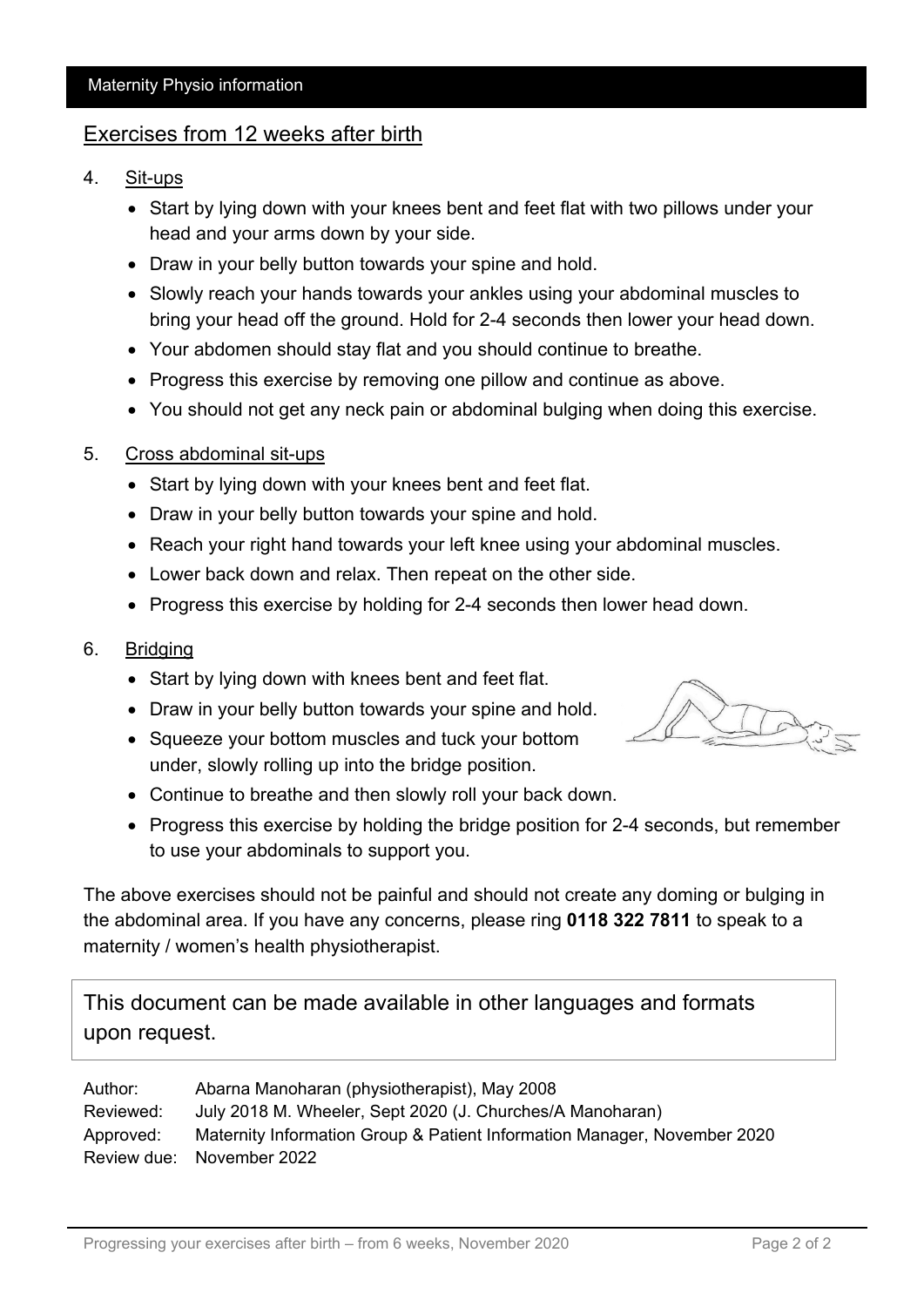## Exercises from 12 weeks after birth

4. Sit-ups
   - Start by lying down with your knees bent and feet flat with two pillows under your head and your arms down by your side.
   - Draw in your belly button towards your spine and hold.
   - Slowly reach your hands towards your ankles using your abdominal muscles to bring your head off the ground. Hold for 2-4 seconds then lower your head down.
   - Your abdomen should stay flat and you should continue to breathe.
   - Progress this exercise by removing one pillow and continue as above.
   - You should not get any neck pain or abdominal bulging when doing this exercise.

5. Cross abdominal sit-ups
   - Start by lying down with your knees bent and feet flat.
   - Draw in your belly button towards your spine and hold.
   - Reach your right hand towards your left knee using your abdominal muscles.
   - Lower back down and relax. Then repeat on the other side.
   - Progress this exercise by holding for 2-4 seconds then lower head down.

6. Bridging
   - Start by lying down with knees bent and feet flat.
   - Draw in your belly button towards your spine and hold.
   - Squeeze your bottom muscles and tuck your bottom under, slowly rolling up into the bridge position.
   - Continue to breathe and then slowly roll your back down.
   - Progress this exercise by holding the bridge position for 2-4 seconds, but remember to use your abdominals to support you.

The above exercises should not be painful and should not create any doming or bulging in the abdominal area. If you have any concerns, please ring **0118 322 7811** to speak to a maternity / women's health physiotherapist.

This document can be made available in other languages and formats upon request.

Author: Abarna Manoharan (physiotherapist), May 2008
Reviewed: July 2018 M. Wheeler, Sept 2020 (J. Churches/A Manoharan)
Approved: Maternity Information Group & Patient Information Manager, November 2020
Review due: November 2022